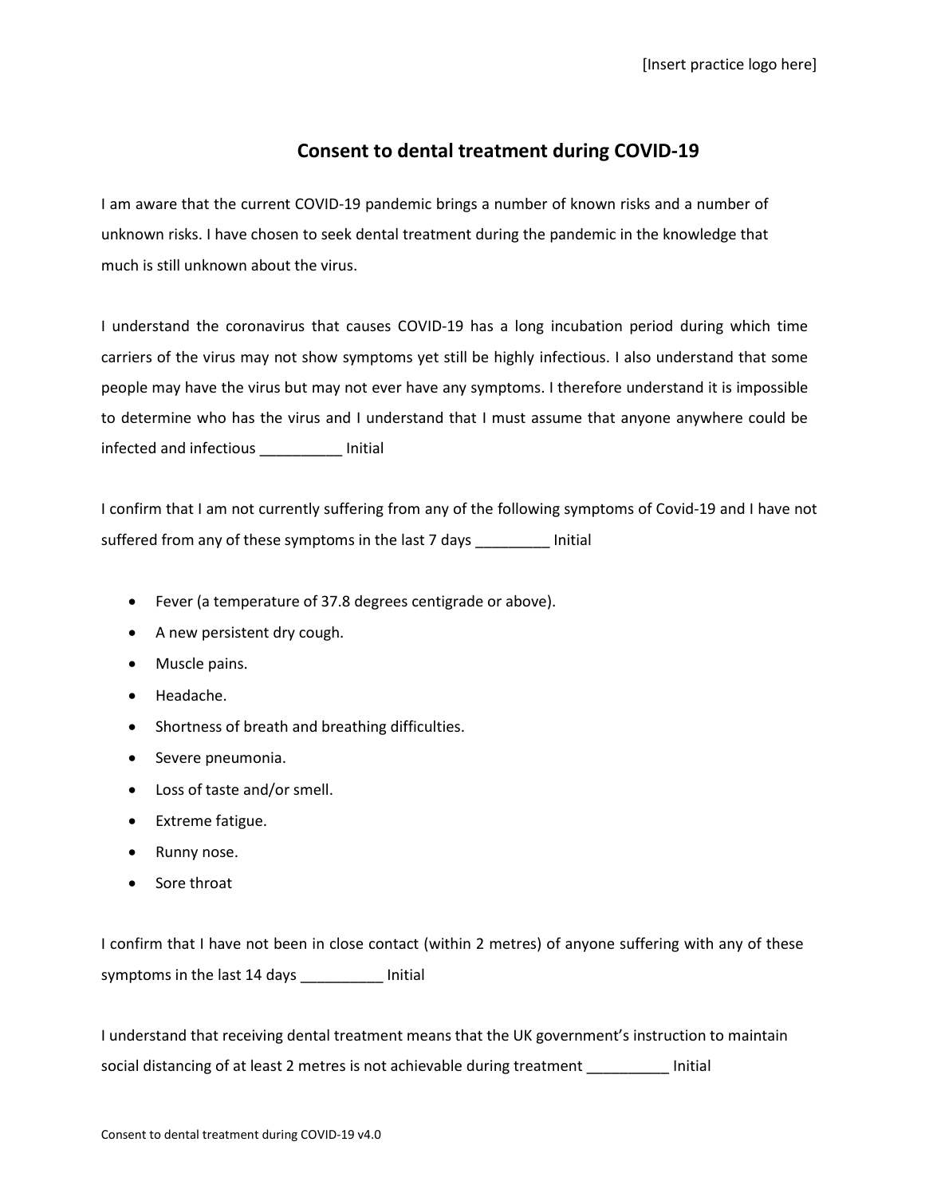[Insert practice logo here]

# Consent to dental treatment during COVID-19

I am aware that the current COVID-19 pandemic brings a number of known risks and a number of unknown risks. I have chosen to seek dental treatment during the pandemic in the knowledge that much is still unknown about the virus.

I understand the coronavirus that causes COVID-19 has a long incubation period during which time carriers of the virus may not show symptoms yet still be highly infectious. I also understand that some people may have the virus but may not ever have any symptoms. I therefore understand it is impossible to determine who has the virus and I understand that I must assume that anyone anywhere could be infected and infectious __________ Initial

I confirm that I am not currently suffering from any of the following symptoms of Covid-19 and I have not suffered from any of these symptoms in the last 7 days _________ Initial

- Fever (a temperature of 37.8 degrees centigrade or above).
- A new persistent dry cough.
- Muscle pains.
- Headache.
- Shortness of breath and breathing difficulties.
- Severe pneumonia.
- Loss of taste and/or smell.
- Extreme fatigue.
- Runny nose.
- Sore throat

I confirm that I have not been in close contact (within 2 metres) of anyone suffering with any of these symptoms in the last 14 days __________ Initial

I understand that receiving dental treatment means that the UK government's instruction to maintain social distancing of at least 2 metres is not achievable during treatment __________ Initial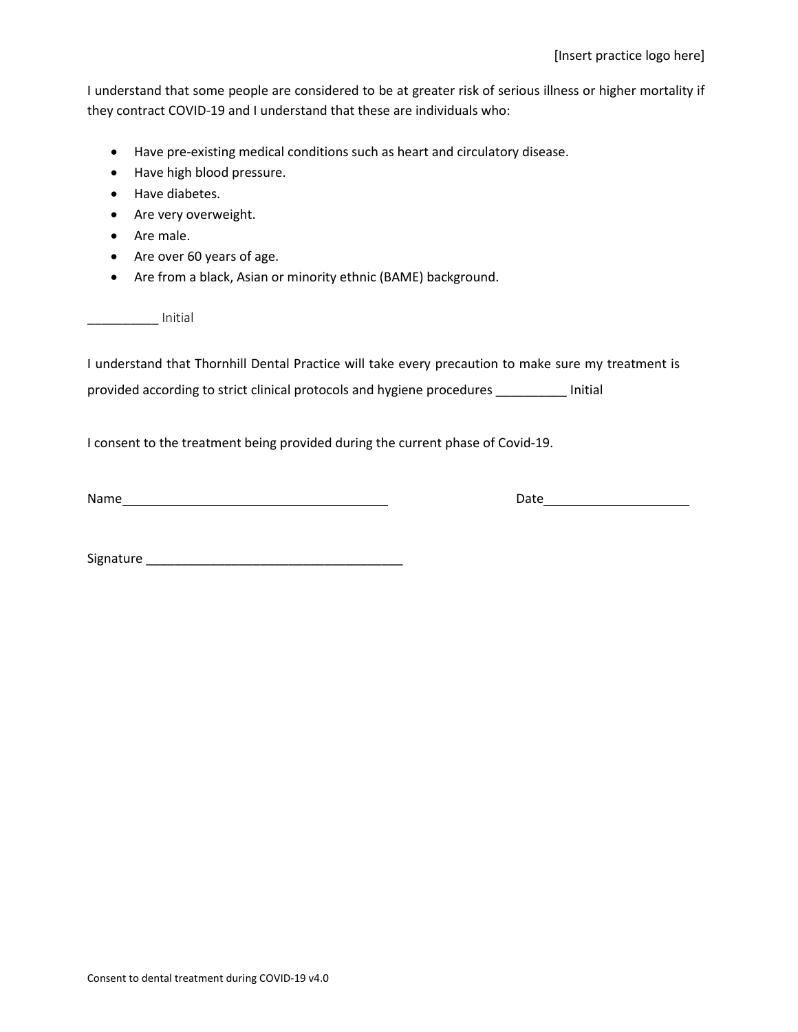[Insert practice logo here]

I understand that some people are considered to be at greater risk of serious illness or higher mortality if they contract COVID-19 and I understand that these are individuals who:

- Have pre-existing medical conditions such as heart and circulatory disease.
- Have high blood pressure.
- Have diabetes.
- Are very overweight.
- Are male.
- Are over 60 years of age.
- Are from a black, Asian or minority ethnic (BAME) background.

__________ Initial

I understand that Thornhill Dental Practice will take every precaution to make sure my treatment is provided according to strict clinical protocols and hygiene procedures __________ Initial

I consent to the treatment being provided during the current phase of Covid-19.

Name_____________________________________ Date____________________

Signature ____________________________________